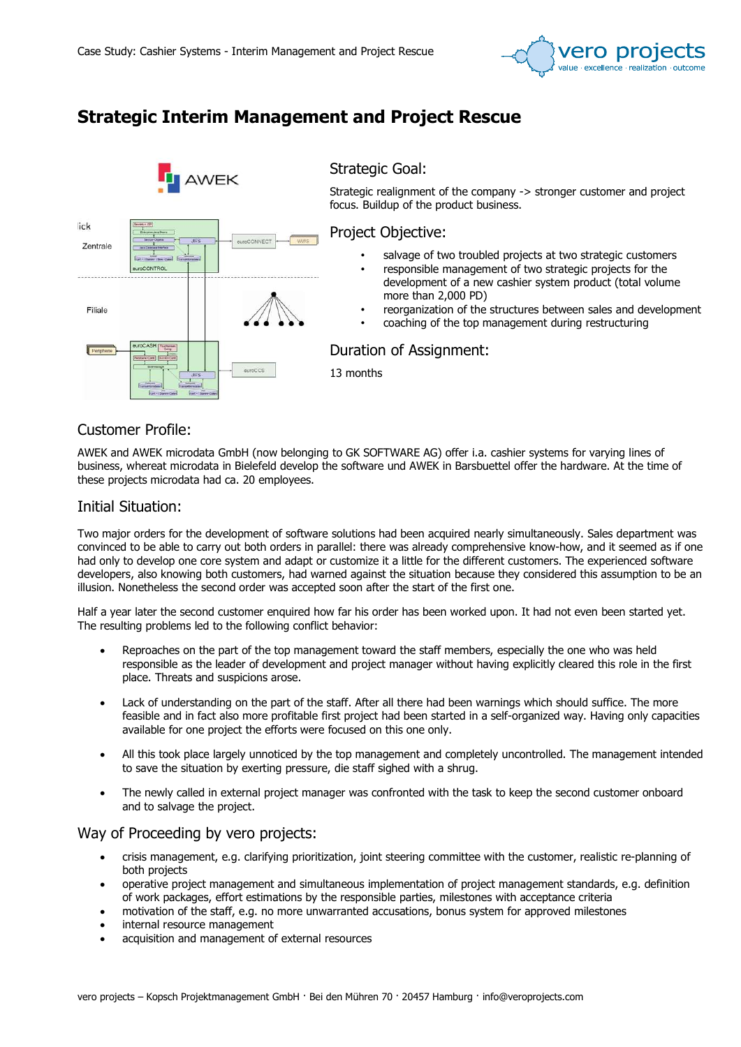# Strategic Interim Management and Project Rescue

## Strategic Goal:

Strategic realignment of the company -> stronger customer and project focus. Buildup of the product business.

## Project Objective:

- salvage of two troubled projects at two strategic customers
- responsible management of two strategic projects for the development of a new cashier system product (total volume more than 2,000 PD)
- reorganization of the structures between sales and development
- coaching of the top management during restructuring

## Duration of Assignment:

13 months

## Customer Profile:

AWEK and AWEK microdata GmbH (now belonging to GK SOFTWARE AG) offer i.a. cashier systems for varying lines of business, whereat microdata in Bielefeld develop the software und AWEK in Barsbuettel offer the hardware. At the time of these projects microdata had ca. 20 employees.

## Initial Situation:

Two major orders for the development of software solutions had been acquired nearly simultaneously. Sales department was convinced to be able to carry out both orders in parallel: there was already comprehensive know-how, and it seemed as if one had only to develop one core system and adapt or customize it a little for the different customers. The experienced software developers, also knowing both customers, had warned against the situation because they considered this assumption to be an illusion. Nonetheless the second order was accepted soon after the start of the first one.

Half a year later the second customer enquired how far his order has been worked upon. It had not even been started yet. The resulting problems led to the following conflict behavior:

- Reproaches on the part of the top management toward the staff members, especially the one who was held responsible as the leader of development and project manager without having explicitly cleared this role in the first place. Threats and suspicions arose.
- Lack of understanding on the part of the staff. After all there had been warnings which should suffice. The more feasible and in fact also more profitable first project had been started in a self-organized way. Having only capacities available for one project the efforts were focused on this one only.
- All this took place largely unnoticed by the top management and completely uncontrolled. The management intended to save the situation by exerting pressure, die staff sighed with a shrug.
- The newly called in external project manager was confronted with the task to keep the second customer onboard and to salvage the project.

## Way of Proceeding by vero projects:

- crisis management, e.g. clarifying prioritization, joint steering committee with the customer, realistic re-planning of both projects
- operative project management and simultaneous implementation of project management standards, e.g. definition of work packages, effort estimations by the responsible parties, milestones with acceptance criteria
- motivation of the staff, e.g. no more unwarranted accusations, bonus system for approved milestones
- internal resource management
- acquisition and management of external resources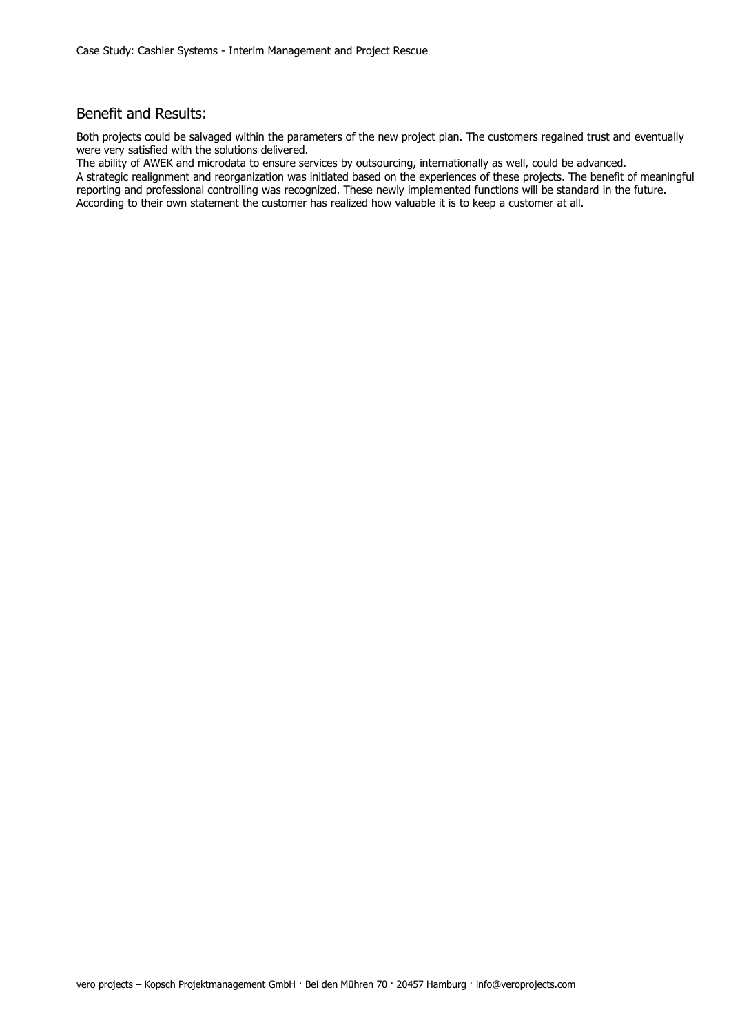## Benefit and Results:

Both projects could be salvaged within the parameters of the new project plan. The customers regained trust and eventually were very satisfied with the solutions delivered.
The ability of AWEK and microdata to ensure services by outsourcing, internationally as well, could be advanced.
A strategic realignment and reorganization was initiated based on the experiences of these projects. The benefit of meaningful reporting and professional controlling was recognized. These newly implemented functions will be standard in the future.
According to their own statement the customer has realized how valuable it is to keep a customer at all.